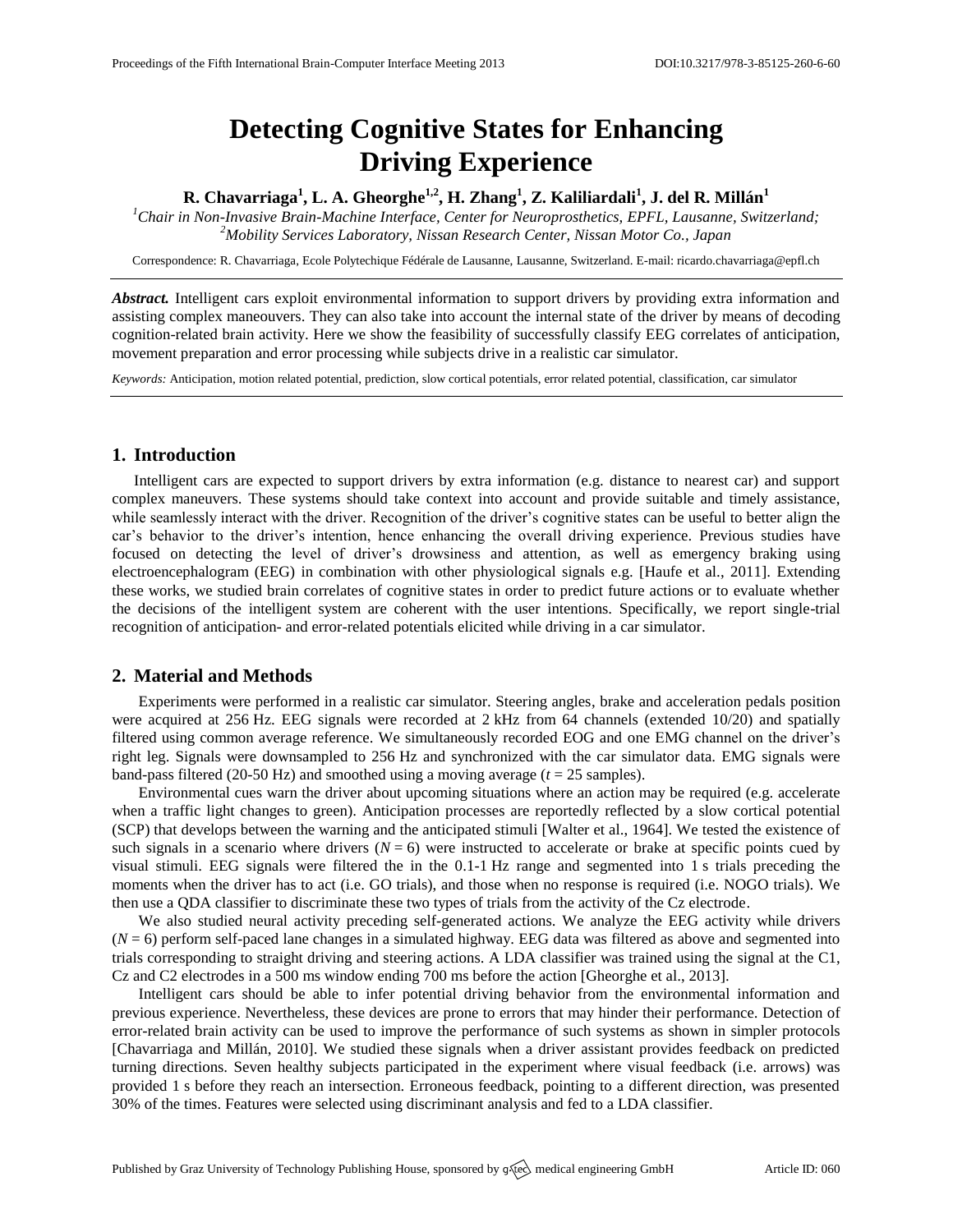# Detecting Cognitive States for Enhancing Driving Experience

**R. Chavarriaga[1], L. A. Gheorghe[1,2], H. Zhang[1], Z. Kaliliardali[1], J. del R. Millán[1]**

[1]*Chair in Non-Invasive Brain-Machine Interface, Center for Neuroprosthetics, EPFL, Lausanne, Switzerland;*
[2]*Mobility Services Laboratory, Nissan Research Center, Nissan Motor Co., Japan*

Correspondence: R. Chavarriaga, Ecole Polytechique Fédérale de Lausanne, Lausanne, Switzerland. E-mail: ricardo.chavarriaga@epfl.ch

***Abstract.*** Intelligent cars exploit environmental information to support drivers by providing extra information and assisting complex maneouvers. They can also take into account the internal state of the driver by means of decoding cognition-related brain activity. Here we show the feasibility of successfully classify EEG correlates of anticipation, movement preparation and error processing while subjects drive in a realistic car simulator.

*Keywords:* Anticipation, motion related potential, prediction, slow cortical potentials, error related potential, classification, car simulator

## 1. Introduction

Intelligent cars are expected to support drivers by extra information (e.g. distance to nearest car) and support complex maneuvers. These systems should take context into account and provide suitable and timely assistance, while seamlessly interact with the driver. Recognition of the driver's cognitive states can be useful to better align the car's behavior to the driver's intention, hence enhancing the overall driving experience. Previous studies have focused on detecting the level of driver's drowsiness and attention, as well as emergency braking using electroencephalogram (EEG) in combination with other physiological signals e.g. [Haufe et al., 2011]. Extending these works, we studied brain correlates of cognitive states in order to predict future actions or to evaluate whether the decisions of the intelligent system are coherent with the user intentions. Specifically, we report single-trial recognition of anticipation- and error-related potentials elicited while driving in a car simulator.

## 2. Material and Methods

Experiments were performed in a realistic car simulator. Steering angles, brake and acceleration pedals position were acquired at 256 Hz. EEG signals were recorded at 2 kHz from 64 channels (extended 10/20) and spatially filtered using common average reference. We simultaneously recorded EOG and one EMG channel on the driver's right leg. Signals were downsampled to 256 Hz and synchronized with the car simulator data. EMG signals were band-pass filtered (20-50 Hz) and smoothed using a moving average ($t$ = 25 samples).

Environmental cues warn the driver about upcoming situations where an action may be required (e.g. accelerate when a traffic light changes to green). Anticipation processes are reportedly reflected by a slow cortical potential (SCP) that develops between the warning and the anticipated stimuli [Walter et al., 1964]. We tested the existence of such signals in a scenario where drivers ($N$ = 6) were instructed to accelerate or brake at specific points cued by visual stimuli. EEG signals were filtered the in the 0.1-1 Hz range and segmented into 1 s trials preceding the moments when the driver has to act (i.e. GO trials), and those when no response is required (i.e. NOGO trials). We then use a QDA classifier to discriminate these two types of trials from the activity of the Cz electrode.

We also studied neural activity preceding self-generated actions. We analyze the EEG activity while drivers ($N$ = 6) perform self-paced lane changes in a simulated highway. EEG data was filtered as above and segmented into trials corresponding to straight driving and steering actions. A LDA classifier was trained using the signal at the C1, Cz and C2 electrodes in a 500 ms window ending 700 ms before the action [Gheorghe et al., 2013].

Intelligent cars should be able to infer potential driving behavior from the environmental information and previous experience. Nevertheless, these devices are prone to errors that may hinder their performance. Detection of error-related brain activity can be used to improve the performance of such systems as shown in simpler protocols [Chavarriaga and Millán, 2010]. We studied these signals when a driver assistant provides feedback on predicted turning directions. Seven healthy subjects participated in the experiment where visual feedback (i.e. arrows) was provided 1 s before they reach an intersection. Erroneous feedback, pointing to a different direction, was presented 30% of the times. Features were selected using discriminant analysis and fed to a LDA classifier.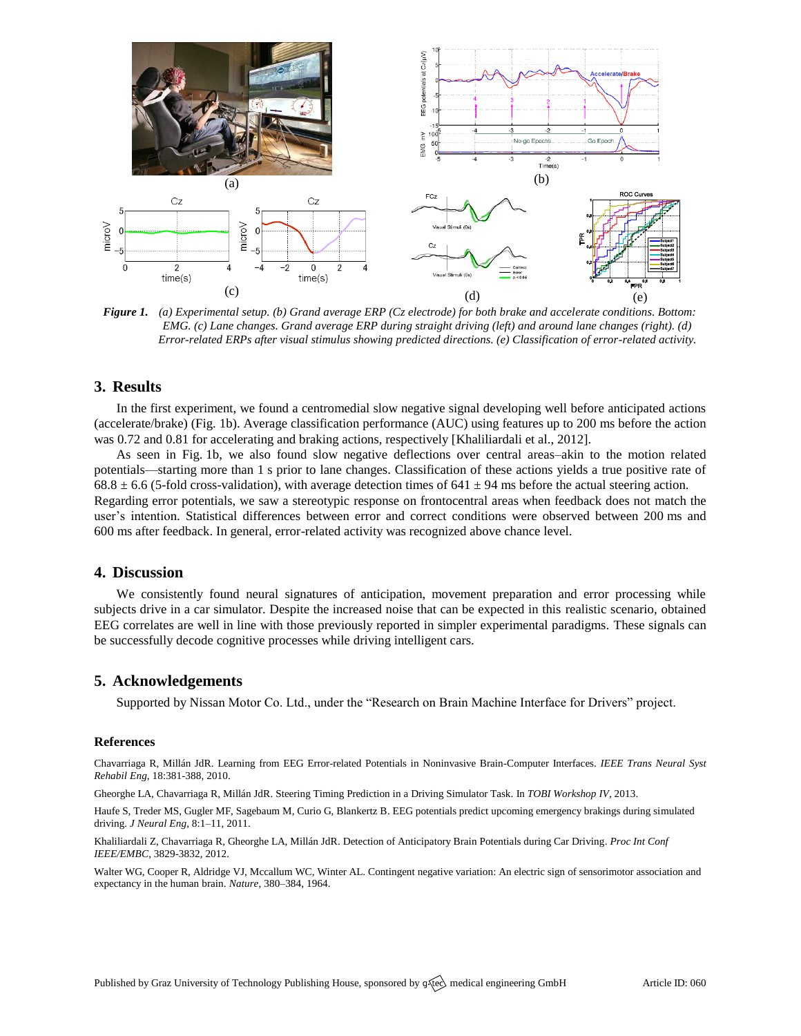*Figure 1. (a) Experimental setup. (b) Grand average ERP (Cz electrode) for both brake and accelerate conditions. Bottom: EMG. (c) Lane changes. Grand average ERP during straight driving (left) and around lane changes (right). (d) Error-related ERPs after visual stimulus showing predicted directions. (e) Classification of error-related activity.*

## 3. Results

In the first experiment, we found a centromedial slow negative signal developing well before anticipated actions (accelerate/brake) (Fig. 1b). Average classification performance (AUC) using features up to 200 ms before the action was 0.72 and 0.81 for accelerating and braking actions, respectively [Khaliliardali et al., 2012].

As seen in Fig. 1b, we also found slow negative deflections over central areas–akin to the motion related potentials—starting more than 1 s prior to lane changes. Classification of these actions yields a true positive rate of 68.8 ± 6.6 (5-fold cross-validation), with average detection times of 641 ± 94 ms before the actual steering action. Regarding error potentials, we saw a stereotypic response on frontocentral areas when feedback does not match the user's intention. Statistical differences between error and correct conditions were observed between 200 ms and 600 ms after feedback. In general, error-related activity was recognized above chance level.

## 4. Discussion

We consistently found neural signatures of anticipation, movement preparation and error processing while subjects drive in a car simulator. Despite the increased noise that can be expected in this realistic scenario, obtained EEG correlates are well in line with those previously reported in simpler experimental paradigms. These signals can be successfully decode cognitive processes while driving intelligent cars.

## 5. Acknowledgements

Supported by Nissan Motor Co. Ltd., under the "Research on Brain Machine Interface for Drivers" project.

### References

Chavarriaga R, Millán JdR. Learning from EEG Error-related Potentials in Noninvasive Brain-Computer Interfaces. *IEEE Trans Neural Syst Rehabil Eng*, 18:381-388, 2010.

Gheorghe LA, Chavarriaga R, Millán JdR. Steering Timing Prediction in a Driving Simulator Task. In *TOBI Workshop IV*, 2013.

Haufe S, Treder MS, Gugler MF, Sagebaum M, Curio G, Blankertz B. EEG potentials predict upcoming emergency brakings during simulated driving. *J Neural Eng*, 8:1–11, 2011.

Khaliliardali Z, Chavarriaga R, Gheorghe LA, Millán JdR. Detection of Anticipatory Brain Potentials during Car Driving. *Proc Int Conf IEEE/EMBC*, 3829-3832, 2012.

Walter WG, Cooper R, Aldridge VJ, Mccallum WC, Winter AL. Contingent negative variation: An electric sign of sensorimotor association and expectancy in the human brain. *Nature*, 380–384, 1964.